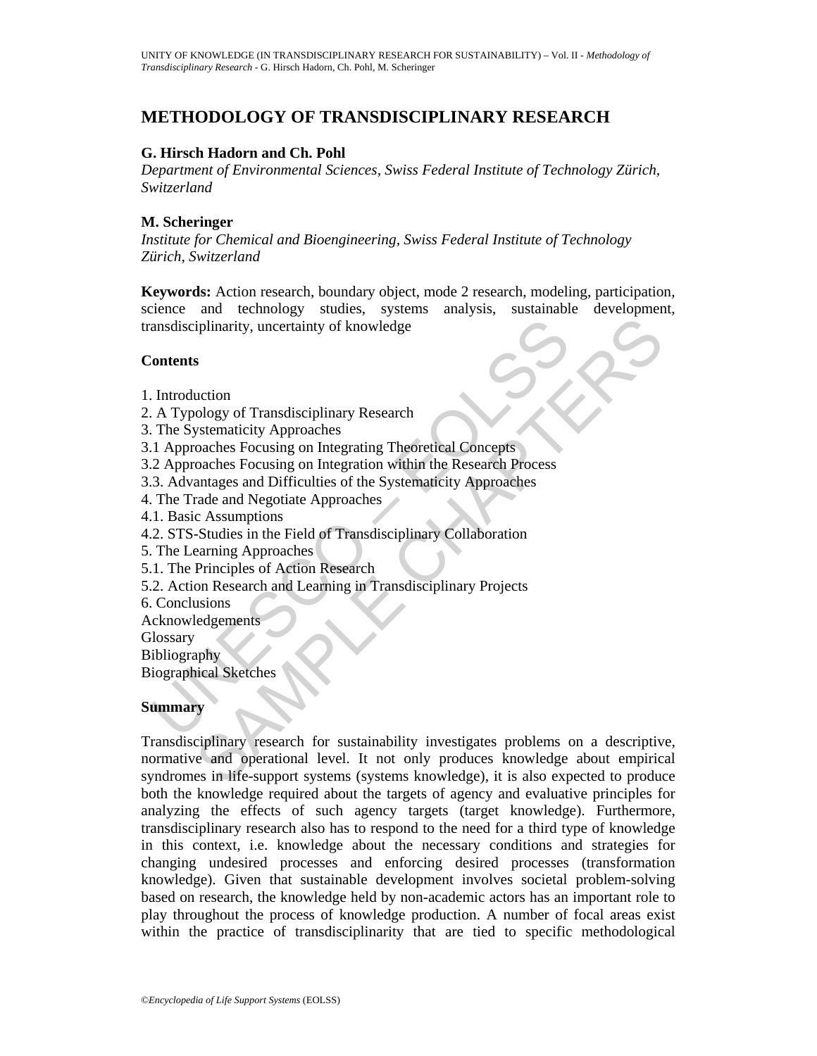# METHODOLOGY OF TRANSDISCIPLINARY RESEARCH

**G. Hirsch Hadorn and Ch. Pohl**

*Department of Environmental Sciences, Swiss Federal Institute of Technology Zürich, Switzerland*

**M. Scheringer**

*Institute for Chemical and Bioengineering, Swiss Federal Institute of Technology Zürich, Switzerland*

**Keywords:** Action research, boundary object, mode 2 research, modeling, participation, science and technology studies, systems analysis, sustainable development, transdisciplinarity, uncertainty of knowledge

## Contents

1. Introduction
2. A Typology of Transdisciplinary Research
3. The Systematicity Approaches
3.1 Approaches Focusing on Integrating Theoretical Concepts
3.2 Approaches Focusing on Integration within the Research Process
3.3. Advantages and Difficulties of the Systematicity Approaches
4. The Trade and Negotiate Approaches
4.1. Basic Assumptions
4.2. STS-Studies in the Field of Transdisciplinary Collaboration
5. The Learning Approaches
5.1. The Principles of Action Research
5.2. Action Research and Learning in Transdisciplinary Projects
6. Conclusions

Acknowledgements
Glossary
Bibliography
Biographical Sketches

## Summary

Transdisciplinary research for sustainability investigates problems on a descriptive, normative and operational level. It not only produces knowledge about empirical syndromes in life-support systems (systems knowledge), it is also expected to produce both the knowledge required about the targets of agency and evaluative principles for analyzing the effects of such agency targets (target knowledge). Furthermore, transdisciplinary research also has to respond to the need for a third type of knowledge in this context, i.e. knowledge about the necessary conditions and strategies for changing undesired processes and enforcing desired processes (transformation knowledge). Given that sustainable development involves societal problem-solving based on research, the knowledge held by non-academic actors has an important role to play throughout the process of knowledge production. A number of focal areas exist within the practice of transdisciplinarity that are tied to specific methodological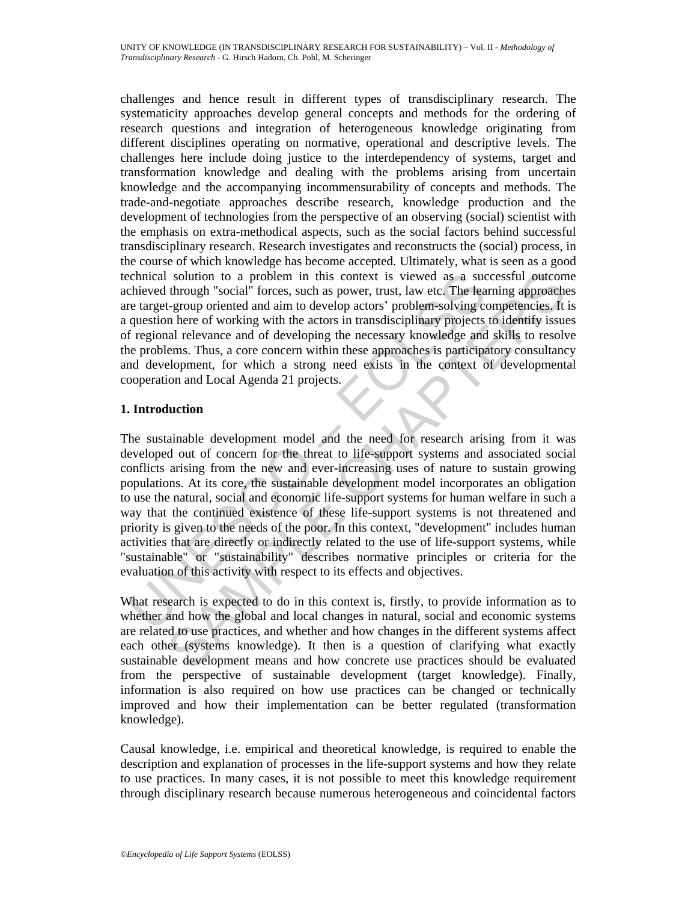challenges and hence result in different types of transdisciplinary research. The systematicity approaches develop general concepts and methods for the ordering of research questions and integration of heterogeneous knowledge originating from different disciplines operating on normative, operational and descriptive levels. The challenges here include doing justice to the interdependency of systems, target and transformation knowledge and dealing with the problems arising from uncertain knowledge and the accompanying incommensurability of concepts and methods. The trade-and-negotiate approaches describe research, knowledge production and the development of technologies from the perspective of an observing (social) scientist with the emphasis on extra-methodical aspects, such as the social factors behind successful transdisciplinary research. Research investigates and reconstructs the (social) process, in the course of which knowledge has become accepted. Ultimately, what is seen as a good technical solution to a problem in this context is viewed as a successful outcome achieved through "social" forces, such as power, trust, law etc. The learning approaches are target-group oriented and aim to develop actors' problem-solving competencies. It is a question here of working with the actors in transdisciplinary projects to identify issues of regional relevance and of developing the necessary knowledge and skills to resolve the problems. Thus, a core concern within these approaches is participatory consultancy and development, for which a strong need exists in the context of developmental cooperation and Local Agenda 21 projects.

## 1. Introduction

The sustainable development model and the need for research arising from it was developed out of concern for the threat to life-support systems and associated social conflicts arising from the new and ever-increasing uses of nature to sustain growing populations. At its core, the sustainable development model incorporates an obligation to use the natural, social and economic life-support systems for human welfare in such a way that the continued existence of these life-support systems is not threatened and priority is given to the needs of the poor. In this context, "development" includes human activities that are directly or indirectly related to the use of life-support systems, while "sustainable" or "sustainability" describes normative principles or criteria for the evaluation of this activity with respect to its effects and objectives.

What research is expected to do in this context is, firstly, to provide information as to whether and how the global and local changes in natural, social and economic systems are related to use practices, and whether and how changes in the different systems affect each other (systems knowledge). It then is a question of clarifying what exactly sustainable development means and how concrete use practices should be evaluated from the perspective of sustainable development (target knowledge). Finally, information is also required on how use practices can be changed or technically improved and how their implementation can be better regulated (transformation knowledge).

Causal knowledge, i.e. empirical and theoretical knowledge, is required to enable the description and explanation of processes in the life-support systems and how they relate to use practices. In many cases, it is not possible to meet this knowledge requirement through disciplinary research because numerous heterogeneous and coincidental factors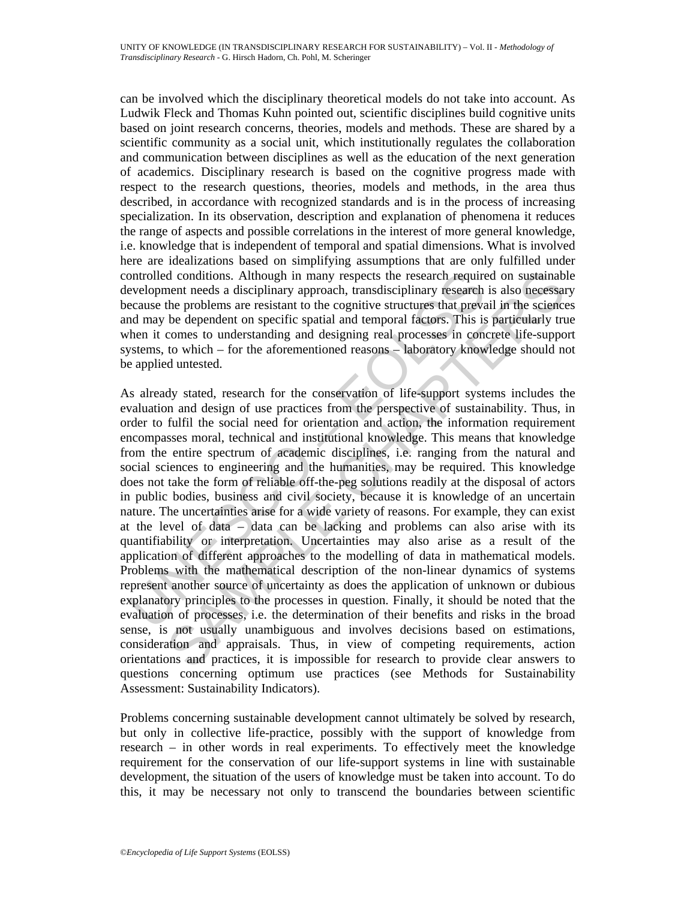can be involved which the disciplinary theoretical models do not take into account. As Ludwik Fleck and Thomas Kuhn pointed out, scientific disciplines build cognitive units based on joint research concerns, theories, models and methods. These are shared by a scientific community as a social unit, which institutionally regulates the collaboration and communication between disciplines as well as the education of the next generation of academics. Disciplinary research is based on the cognitive progress made with respect to the research questions, theories, models and methods, in the area thus described, in accordance with recognized standards and is in the process of increasing specialization. In its observation, description and explanation of phenomena it reduces the range of aspects and possible correlations in the interest of more general knowledge, i.e. knowledge that is independent of temporal and spatial dimensions. What is involved here are idealizations based on simplifying assumptions that are only fulfilled under controlled conditions. Although in many respects the research required on sustainable development needs a disciplinary approach, transdisciplinary research is also necessary because the problems are resistant to the cognitive structures that prevail in the sciences and may be dependent on specific spatial and temporal factors. This is particularly true when it comes to understanding and designing real processes in concrete life-support systems, to which – for the aforementioned reasons – laboratory knowledge should not be applied untested.

As already stated, research for the conservation of life-support systems includes the evaluation and design of use practices from the perspective of sustainability. Thus, in order to fulfil the social need for orientation and action, the information requirement encompasses moral, technical and institutional knowledge. This means that knowledge from the entire spectrum of academic disciplines, i.e. ranging from the natural and social sciences to engineering and the humanities, may be required. This knowledge does not take the form of reliable off-the-peg solutions readily at the disposal of actors in public bodies, business and civil society, because it is knowledge of an uncertain nature. The uncertainties arise for a wide variety of reasons. For example, they can exist at the level of data – data can be lacking and problems can also arise with its quantifiability or interpretation. Uncertainties may also arise as a result of the application of different approaches to the modelling of data in mathematical models. Problems with the mathematical description of the non-linear dynamics of systems represent another source of uncertainty as does the application of unknown or dubious explanatory principles to the processes in question. Finally, it should be noted that the evaluation of processes, i.e. the determination of their benefits and risks in the broad sense, is not usually unambiguous and involves decisions based on estimations, consideration and appraisals. Thus, in view of competing requirements, action orientations and practices, it is impossible for research to provide clear answers to questions concerning optimum use practices (see Methods for Sustainability Assessment: Sustainability Indicators).

Problems concerning sustainable development cannot ultimately be solved by research, but only in collective life-practice, possibly with the support of knowledge from research – in other words in real experiments. To effectively meet the knowledge requirement for the conservation of our life-support systems in line with sustainable development, the situation of the users of knowledge must be taken into account. To do this, it may be necessary not only to transcend the boundaries between scientific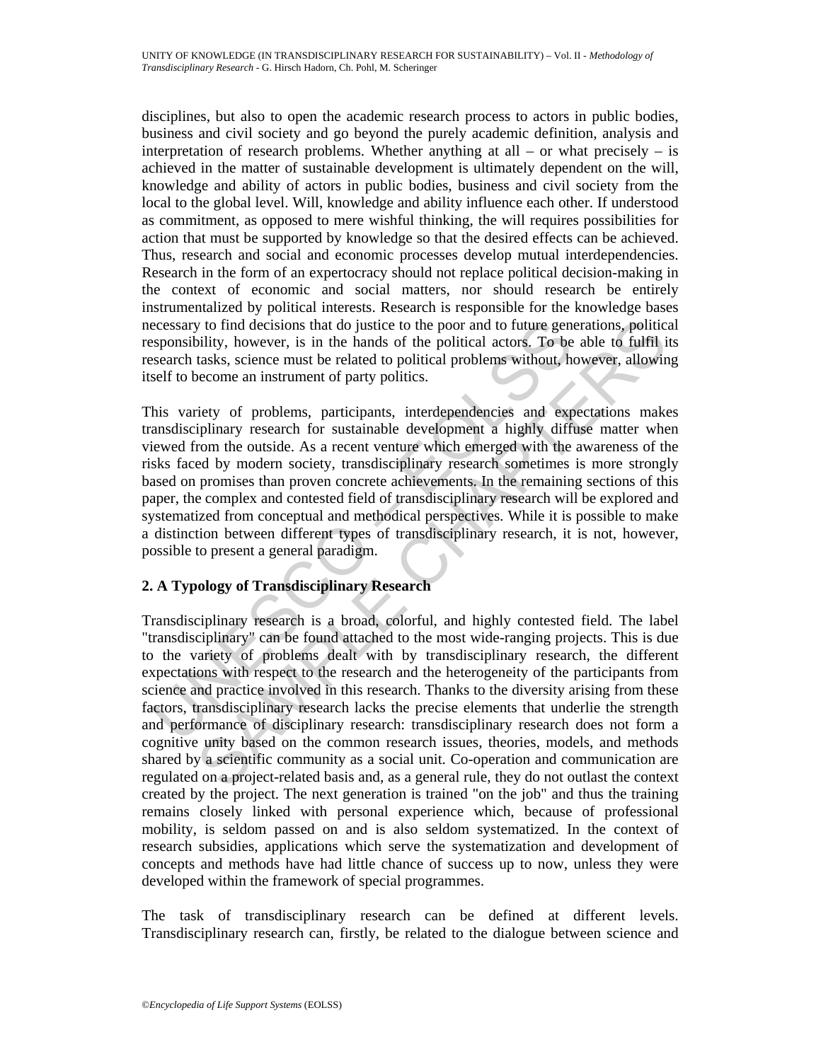disciplines, but also to open the academic research process to actors in public bodies, business and civil society and go beyond the purely academic definition, analysis and interpretation of research problems. Whether anything at all – or what precisely – is achieved in the matter of sustainable development is ultimately dependent on the will, knowledge and ability of actors in public bodies, business and civil society from the local to the global level. Will, knowledge and ability influence each other. If understood as commitment, as opposed to mere wishful thinking, the will requires possibilities for action that must be supported by knowledge so that the desired effects can be achieved. Thus, research and social and economic processes develop mutual interdependencies. Research in the form of an expertocracy should not replace political decision-making in the context of economic and social matters, nor should research be entirely instrumentalized by political interests. Research is responsible for the knowledge bases necessary to find decisions that do justice to the poor and to future generations, political responsibility, however, is in the hands of the political actors. To be able to fulfil its research tasks, science must be related to political problems without, however, allowing itself to become an instrument of party politics.

This variety of problems, participants, interdependencies and expectations makes transdisciplinary research for sustainable development a highly diffuse matter when viewed from the outside. As a recent venture which emerged with the awareness of the risks faced by modern society, transdisciplinary research sometimes is more strongly based on promises than proven concrete achievements. In the remaining sections of this paper, the complex and contested field of transdisciplinary research will be explored and systematized from conceptual and methodical perspectives. While it is possible to make a distinction between different types of transdisciplinary research, it is not, however, possible to present a general paradigm.

## 2. A Typology of Transdisciplinary Research

Transdisciplinary research is a broad, colorful, and highly contested field. The label "transdisciplinary" can be found attached to the most wide-ranging projects. This is due to the variety of problems dealt with by transdisciplinary research, the different expectations with respect to the research and the heterogeneity of the participants from science and practice involved in this research. Thanks to the diversity arising from these factors, transdisciplinary research lacks the precise elements that underlie the strength and performance of disciplinary research: transdisciplinary research does not form a cognitive unity based on the common research issues, theories, models, and methods shared by a scientific community as a social unit. Co-operation and communication are regulated on a project-related basis and, as a general rule, they do not outlast the context created by the project. The next generation is trained "on the job" and thus the training remains closely linked with personal experience which, because of professional mobility, is seldom passed on and is also seldom systematized. In the context of research subsidies, applications which serve the systematization and development of concepts and methods have had little chance of success up to now, unless they were developed within the framework of special programmes.

The task of transdisciplinary research can be defined at different levels. Transdisciplinary research can, firstly, be related to the dialogue between science and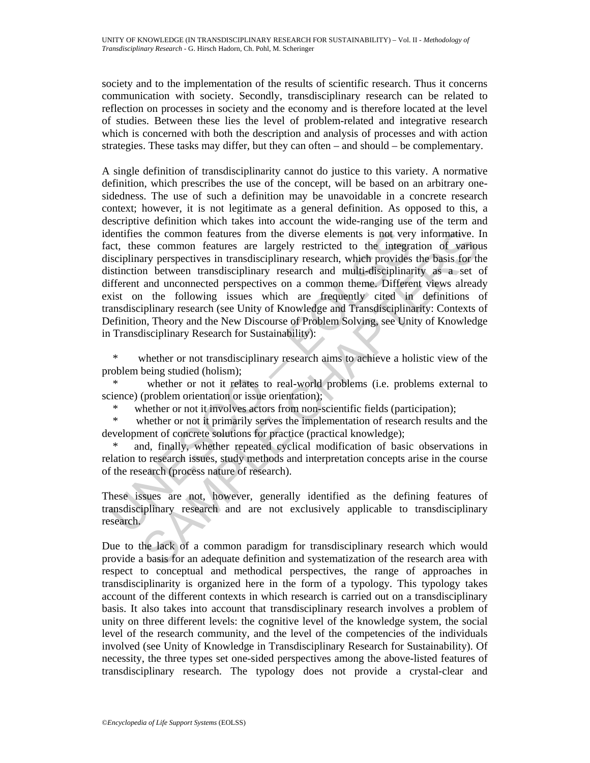society and to the implementation of the results of scientific research. Thus it concerns communication with society. Secondly, transdisciplinary research can be related to reflection on processes in society and the economy and is therefore located at the level of studies. Between these lies the level of problem-related and integrative research which is concerned with both the description and analysis of processes and with action strategies. These tasks may differ, but they can often – and should – be complementary.

A single definition of transdisciplinarity cannot do justice to this variety. A normative definition, which prescribes the use of the concept, will be based on an arbitrary one-sidedness. The use of such a definition may be unavoidable in a concrete research context; however, it is not legitimate as a general definition. As opposed to this, a descriptive definition which takes into account the wide-ranging use of the term and identifies the common features from the diverse elements is not very informative. In fact, these common features are largely restricted to the integration of various disciplinary perspectives in transdisciplinary research, which provides the basis for the distinction between transdisciplinary research and multi-disciplinarity as a set of different and unconnected perspectives on a common theme. Different views already exist on the following issues which are frequently cited in definitions of transdisciplinary research (see Unity of Knowledge and Transdisciplinarity: Contexts of Definition, Theory and the New Discourse of Problem Solving, see Unity of Knowledge in Transdisciplinary Research for Sustainability):

* whether or not transdisciplinary research aims to achieve a holistic view of the problem being studied (holism);
* whether or not it relates to real-world problems (i.e. problems external to science) (problem orientation or issue orientation);
* whether or not it involves actors from non-scientific fields (participation);
* whether or not it primarily serves the implementation of research results and the development of concrete solutions for practice (practical knowledge);
* and, finally, whether repeated cyclical modification of basic observations in relation to research issues, study methods and interpretation concepts arise in the course of the research (process nature of research).

These issues are not, however, generally identified as the defining features of transdisciplinary research and are not exclusively applicable to transdisciplinary research.

Due to the lack of a common paradigm for transdisciplinary research which would provide a basis for an adequate definition and systematization of the research area with respect to conceptual and methodical perspectives, the range of approaches in transdisciplinarity is organized here in the form of a typology. This typology takes account of the different contexts in which research is carried out on a transdisciplinary basis. It also takes into account that transdisciplinary research involves a problem of unity on three different levels: the cognitive level of the knowledge system, the social level of the research community, and the level of the competencies of the individuals involved (see Unity of Knowledge in Transdisciplinary Research for Sustainability). Of necessity, the three types set one-sided perspectives among the above-listed features of transdisciplinary research. The typology does not provide a crystal-clear and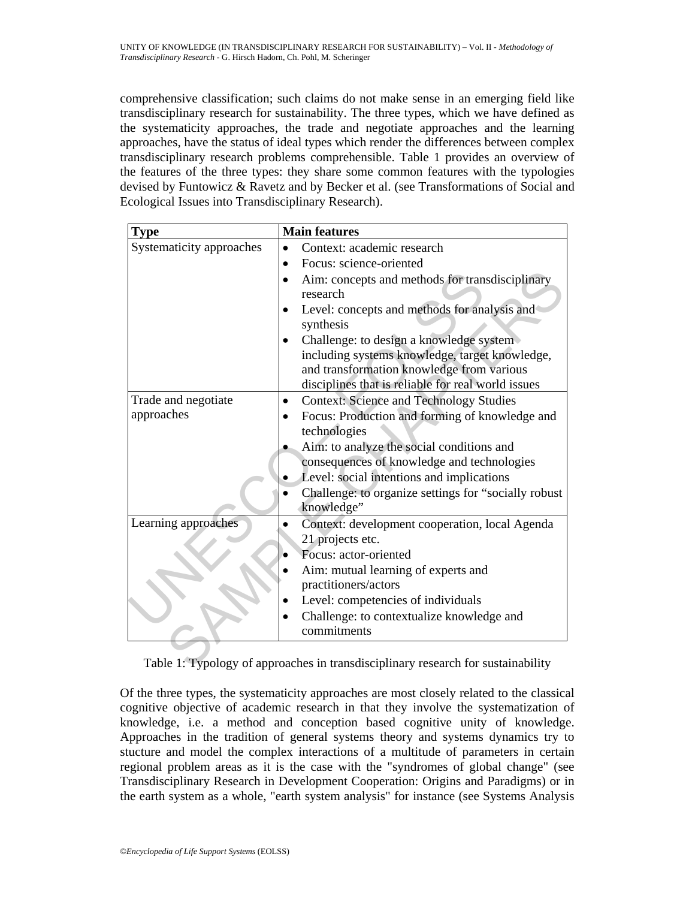comprehensive classification; such claims do not make sense in an emerging field like transdisciplinary research for sustainability. The three types, which we have defined as the systematicity approaches, the trade and negotiate approaches and the learning approaches, have the status of ideal types which render the differences between complex transdisciplinary research problems comprehensible. Table 1 provides an overview of the features of the three types: they share some common features with the typologies devised by Funtowicz & Ravetz and by Becker et al. (see Transformations of Social and Ecological Issues into Transdisciplinary Research).

| Type | Main features |
|---|---|
| Systematicity approaches | • Context: academic research<br>• Focus: science-oriented<br>• Aim: concepts and methods for transdisciplinary research<br>• Level: concepts and methods for analysis and synthesis<br>• Challenge: to design a knowledge system including systems knowledge, target knowledge, and transformation knowledge from various disciplines that is reliable for real world issues |
| Trade and negotiate approaches | • Context: Science and Technology Studies<br>• Focus: Production and forming of knowledge and technologies<br>• Aim: to analyze the social conditions and consequences of knowledge and technologies<br>• Level: social intentions and implications<br>• Challenge: to organize settings for "socially robust knowledge" |
| Learning approaches | • Context: development cooperation, local Agenda 21 projects etc.<br>• Focus: actor-oriented<br>• Aim: mutual learning of experts and practitioners/actors<br>• Level: competencies of individuals<br>• Challenge: to contextualize knowledge and commitments |

Table 1: Typology of approaches in transdisciplinary research for sustainability

Of the three types, the systematicity approaches are most closely related to the classical cognitive objective of academic research in that they involve the systematization of knowledge, i.e. a method and conception based cognitive unity of knowledge. Approaches in the tradition of general systems theory and systems dynamics try to stucture and model the complex interactions of a multitude of parameters in certain regional problem areas as it is the case with the "syndromes of global change" (see Transdisciplinary Research in Development Cooperation: Origins and Paradigms) or in the earth system as a whole, "earth system analysis" for instance (see Systems Analysis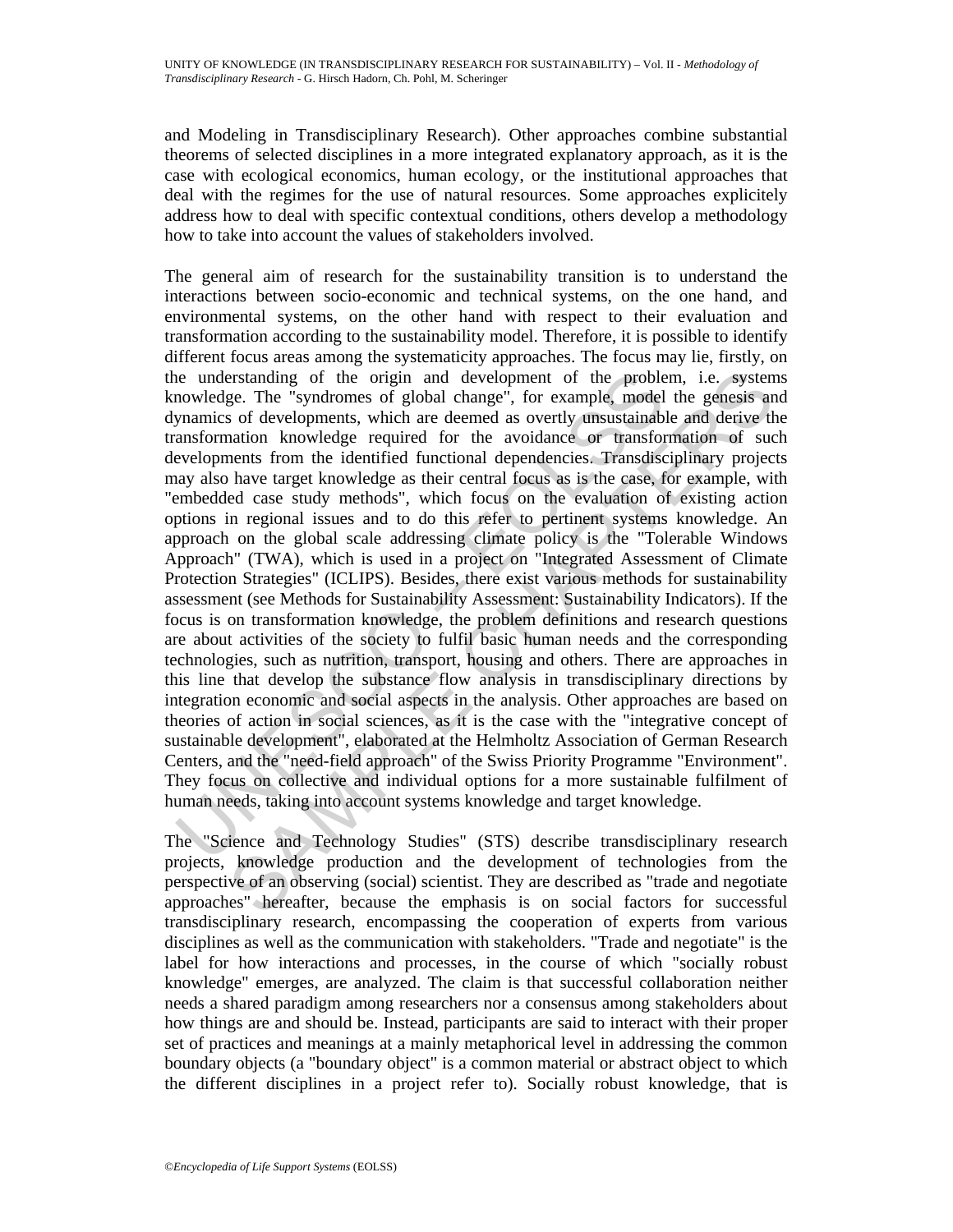and Modeling in Transdisciplinary Research). Other approaches combine substantial theorems of selected disciplines in a more integrated explanatory approach, as it is the case with ecological economics, human ecology, or the institutional approaches that deal with the regimes for the use of natural resources. Some approaches explicitely address how to deal with specific contextual conditions, others develop a methodology how to take into account the values of stakeholders involved.

The general aim of research for the sustainability transition is to understand the interactions between socio-economic and technical systems, on the one hand, and environmental systems, on the other hand with respect to their evaluation and transformation according to the sustainability model. Therefore, it is possible to identify different focus areas among the systematicity approaches. The focus may lie, firstly, on the understanding of the origin and development of the problem, i.e. systems knowledge. The "syndromes of global change", for example, model the genesis and dynamics of developments, which are deemed as overtly unsustainable and derive the transformation knowledge required for the avoidance or transformation of such developments from the identified functional dependencies. Transdisciplinary projects may also have target knowledge as their central focus as is the case, for example, with "embedded case study methods", which focus on the evaluation of existing action options in regional issues and to do this refer to pertinent systems knowledge. An approach on the global scale addressing climate policy is the "Tolerable Windows Approach" (TWA), which is used in a project on "Integrated Assessment of Climate Protection Strategies" (ICLIPS). Besides, there exist various methods for sustainability assessment (see Methods for Sustainability Assessment: Sustainability Indicators). If the focus is on transformation knowledge, the problem definitions and research questions are about activities of the society to fulfil basic human needs and the corresponding technologies, such as nutrition, transport, housing and others. There are approaches in this line that develop the substance flow analysis in transdisciplinary directions by integration economic and social aspects in the analysis. Other approaches are based on theories of action in social sciences, as it is the case with the "integrative concept of sustainable development", elaborated at the Helmholtz Association of German Research Centers, and the "need-field approach" of the Swiss Priority Programme "Environment". They focus on collective and individual options for a more sustainable fulfilment of human needs, taking into account systems knowledge and target knowledge.

The "Science and Technology Studies" (STS) describe transdisciplinary research projects, knowledge production and the development of technologies from the perspective of an observing (social) scientist. They are described as "trade and negotiate approaches" hereafter, because the emphasis is on social factors for successful transdisciplinary research, encompassing the cooperation of experts from various disciplines as well as the communication with stakeholders. "Trade and negotiate" is the label for how interactions and processes, in the course of which "socially robust knowledge" emerges, are analyzed. The claim is that successful collaboration neither needs a shared paradigm among researchers nor a consensus among stakeholders about how things are and should be. Instead, participants are said to interact with their proper set of practices and meanings at a mainly metaphorical level in addressing the common boundary objects (a "boundary object" is a common material or abstract object to which the different disciplines in a project refer to). Socially robust knowledge, that is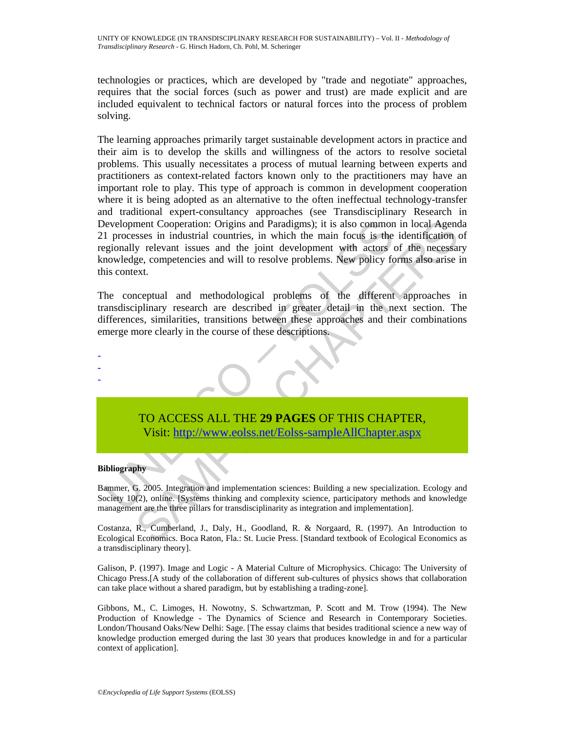technologies or practices, which are developed by "trade and negotiate" approaches, requires that the social forces (such as power and trust) are made explicit and are included equivalent to technical factors or natural forces into the process of problem solving.

The learning approaches primarily target sustainable development actors in practice and their aim is to develop the skills and willingness of the actors to resolve societal problems. This usually necessitates a process of mutual learning between experts and practitioners as context-related factors known only to the practitioners may have an important role to play. This type of approach is common in development cooperation where it is being adopted as an alternative to the often ineffectual technology-transfer and traditional expert-consultancy approaches (see Transdisciplinary Research in Development Cooperation: Origins and Paradigms); it is also common in local Agenda 21 processes in industrial countries, in which the main focus is the identification of regionally relevant issues and the joint development with actors of the necessary knowledge, competencies and will to resolve problems. New policy forms also arise in this context.

The conceptual and methodological problems of the different approaches in transdisciplinary research are described in greater detail in the next section. The differences, similarities, transitions between these approaches and their combinations emerge more clearly in the course of these descriptions.

-
-
-

TO ACCESS ALL THE **29 PAGES** OF THIS CHAPTER,
Visit: http://www.eolss.net/Eolss-sampleAllChapter.aspx

**Bibliography**

Bammer, G. 2005. Integration and implementation sciences: Building a new specialization. Ecology and Society 10(2), online. [Systems thinking and complexity science, participatory methods and knowledge management are the three pillars for transdisciplinarity as integration and implementation].

Costanza, R., Cumberland, J., Daly, H., Goodland, R. & Norgaard, R. (1997). An Introduction to Ecological Economics. Boca Raton, Fla.: St. Lucie Press. [Standard textbook of Ecological Economics as a transdisciplinary theory].

Galison, P. (1997). Image and Logic - A Material Culture of Microphysics. Chicago: The University of Chicago Press.[A study of the collaboration of different sub-cultures of physics shows that collaboration can take place without a shared paradigm, but by establishing a trading-zone].

Gibbons, M., C. Limoges, H. Nowotny, S. Schwartzman, P. Scott and M. Trow (1994). The New Production of Knowledge - The Dynamics of Science and Research in Contemporary Societies. London/Thousand Oaks/New Delhi: Sage. [The essay claims that besides traditional science a new way of knowledge production emerged during the last 30 years that produces knowledge in and for a particular context of application].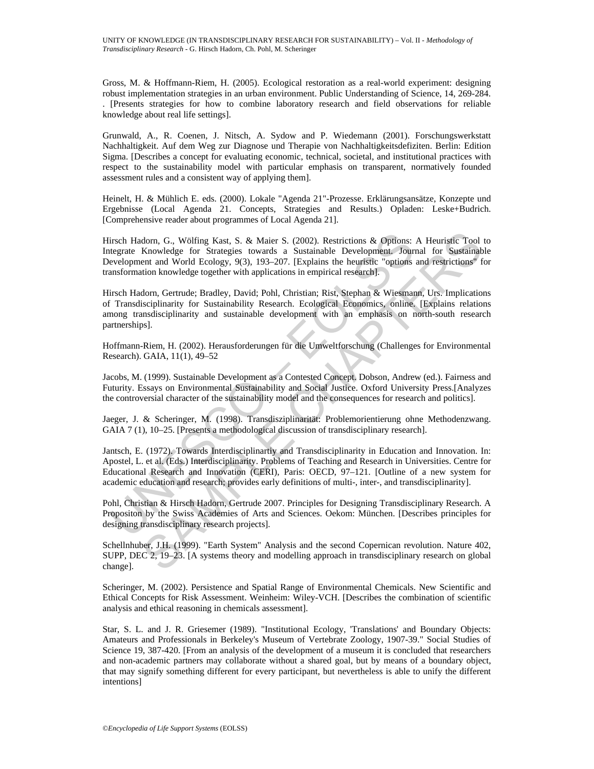Gross, M. & Hoffmann-Riem, H. (2005). Ecological restoration as a real-world experiment: designing robust implementation strategies in an urban environment. Public Understanding of Science, 14, 269-284. . [Presents strategies for how to combine laboratory research and field observations for reliable knowledge about real life settings].

Grunwald, A., R. Coenen, J. Nitsch, A. Sydow and P. Wiedemann (2001). Forschungswerkstatt Nachhaltigkeit. Auf dem Weg zur Diagnose und Therapie von Nachhaltigkeitsdefiziten. Berlin: Edition Sigma. [Describes a concept for evaluating economic, technical, societal, and institutional practices with respect to the sustainability model with particular emphasis on transparent, normatively founded assessment rules and a consistent way of applying them].

Heinelt, H. & Mühlich E. eds. (2000). Lokale "Agenda 21"-Prozesse. Erklärungsansätze, Konzepte und Ergebnisse (Local Agenda 21. Concepts, Strategies and Results.) Opladen: Leske+Budrich. [Comprehensive reader about programmes of Local Agenda 21].

Hirsch Hadorn, G., Wölfing Kast, S. & Maier S. (2002). Restrictions & Options: A Heuristic Tool to Integrate Knowledge for Strategies towards a Sustainable Development. Journal for Sustainable Development and World Ecology, 9(3), 193–207. [Explains the heuristic "options and restrictions" for transformation knowledge together with applications in empirical research].

Hirsch Hadorn, Gertrude; Bradley, David; Pohl, Christian; Rist, Stephan & Wiesmann, Urs. Implications of Transdisciplinarity for Sustainability Research. Ecological Economics, online. [Explains relations among transdisciplinarity and sustainable development with an emphasis on north-south research partnerships].

Hoffmann-Riem, H. (2002). Herausforderungen für die Umweltforschung (Challenges for Environmental Research). GAIA, 11(1), 49–52

Jacobs, M. (1999). Sustainable Development as a Contested Concept. Dobson, Andrew (ed.). Fairness and Futurity. Essays on Environmental Sustainability and Social Justice. Oxford University Press.[Analyzes the controversial character of the sustainability model and the consequences for research and politics].

Jaeger, J. & Scheringer, M. (1998). Transdisziplinarität: Problemorientierung ohne Methodenzwang. GAIA 7 (1), 10–25. [Presents a methodological discussion of transdisciplinary research].

Jantsch, E. (1972). Towards Interdisciplinartiy and Transdisciplinarity in Education and Innovation. In: Apostel, L. et al. (Eds.) Interdisciplinarity. Problems of Teaching and Research in Universities. Centre for Educational Research and Innovation (CERI), Paris: OECD, 97–121. [Outline of a new system for academic education and research; provides early definitions of multi-, inter-, and transdisciplinarity].

Pohl, Christian & Hirsch Hadorn, Gertrude 2007. Principles for Designing Transdisciplinary Research. A Propositon by the Swiss Academies of Arts and Sciences. Oekom: München. [Describes principles for designing transdisciplinary research projects].

Schellnhuber, J.H. (1999). "Earth System" Analysis and the second Copernican revolution. Nature 402, SUPP, DEC 2, 19–23. [A systems theory and modelling approach in transdisciplinary research on global change].

Scheringer, M. (2002). Persistence and Spatial Range of Environmental Chemicals. New Scientific and Ethical Concepts for Risk Assessment. Weinheim: Wiley-VCH. [Describes the combination of scientific analysis and ethical reasoning in chemicals assessment].

Star, S. L. and J. R. Griesemer (1989). "Institutional Ecology, 'Translations' and Boundary Objects: Amateurs and Professionals in Berkeley's Museum of Vertebrate Zoology, 1907-39." Social Studies of Science 19, 387-420. [From an analysis of the development of a museum it is concluded that researchers and non-academic partners may collaborate without a shared goal, but by means of a boundary object, that may signify something different for every participant, but nevertheless is able to unify the different intentions]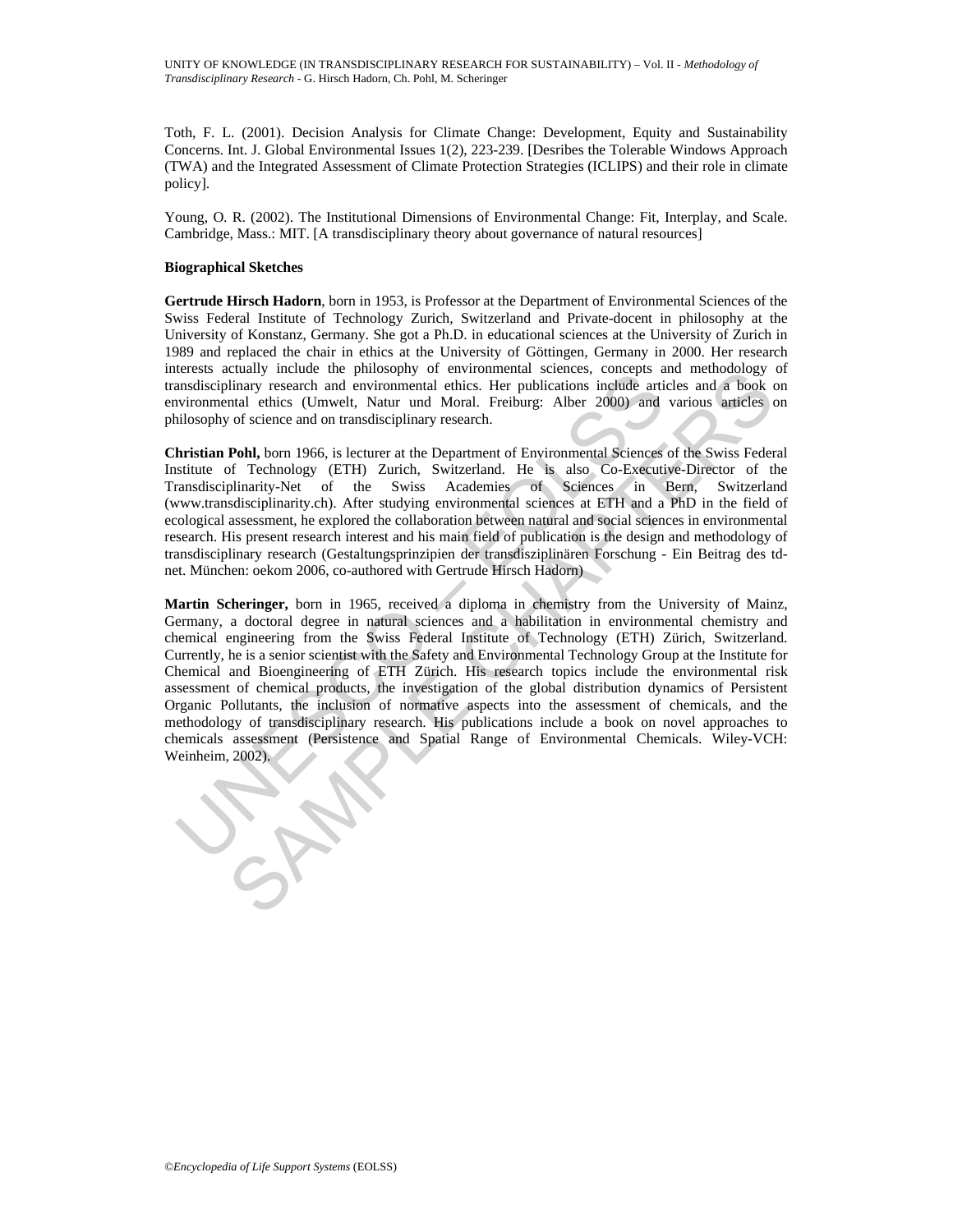Toth, F. L. (2001). Decision Analysis for Climate Change: Development, Equity and Sustainability Concerns. Int. J. Global Environmental Issues 1(2), 223-239. [Desribes the Tolerable Windows Approach (TWA) and the Integrated Assessment of Climate Protection Strategies (ICLIPS) and their role in climate policy].

Young, O. R. (2002). The Institutional Dimensions of Environmental Change: Fit, Interplay, and Scale. Cambridge, Mass.: MIT. [A transdisciplinary theory about governance of natural resources]

**Biographical Sketches**

**Gertrude Hirsch Hadorn**, born in 1953, is Professor at the Department of Environmental Sciences of the Swiss Federal Institute of Technology Zurich, Switzerland and Private-docent in philosophy at the University of Konstanz, Germany. She got a Ph.D. in educational sciences at the University of Zurich in 1989 and replaced the chair in ethics at the University of Göttingen, Germany in 2000. Her research interests actually include the philosophy of environmental sciences, concepts and methodology of transdisciplinary research and environmental ethics. Her publications include articles and a book on environmental ethics (Umwelt, Natur und Moral. Freiburg: Alber 2000) and various articles on philosophy of science and on transdisciplinary research.

**Christian Pohl,** born 1966, is lecturer at the Department of Environmental Sciences of the Swiss Federal Institute of Technology (ETH) Zurich, Switzerland. He is also Co-Executive-Director of the Transdisciplinarity-Net of the Swiss Academies of Sciences in Bern, Switzerland (www.transdisciplinarity.ch). After studying environmental sciences at ETH and a PhD in the field of ecological assessment, he explored the collaboration between natural and social sciences in environmental research. His present research interest and his main field of publication is the design and methodology of transdisciplinary research (Gestaltungsprinzipien der transdisziplinären Forschung - Ein Beitrag des td-net. München: oekom 2006, co-authored with Gertrude Hirsch Hadorn)

**Martin Scheringer,** born in 1965, received a diploma in chemistry from the University of Mainz, Germany, a doctoral degree in natural sciences and a habilitation in environmental chemistry and chemical engineering from the Swiss Federal Institute of Technology (ETH) Zürich, Switzerland. Currently, he is a senior scientist with the Safety and Environmental Technology Group at the Institute for Chemical and Bioengineering of ETH Zürich. His research topics include the environmental risk assessment of chemical products, the investigation of the global distribution dynamics of Persistent Organic Pollutants, the inclusion of normative aspects into the assessment of chemicals, and the methodology of transdisciplinary research. His publications include a book on novel approaches to chemicals assessment (Persistence and Spatial Range of Environmental Chemicals. Wiley-VCH: Weinheim, 2002).